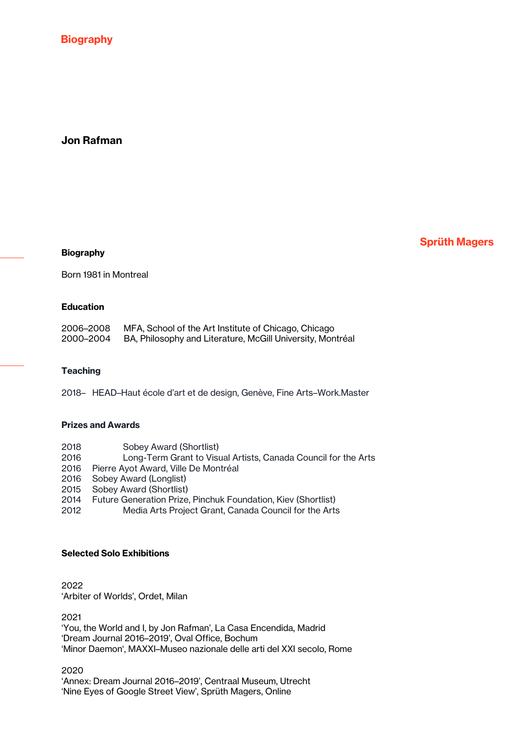# Biography

## Jon Rafman

Sprüth Magers

### Biography

Born 1981 in Montreal

### Education

2006–2008 MFA, School of the Art Institute of Chicago, Chicago
2000–2004 BA, Philosophy and Literature, McGill University, Montréal

### Teaching

2018– HEAD–Haut école d'art et de design, Genève, Fine Arts–Work.Master

### Prizes and Awards

2018 Sobey Award (Shortlist)
2016 Long-Term Grant to Visual Artists, Canada Council for the Arts
2016 Pierre Ayot Award, Ville De Montréal
2016 Sobey Award (Longlist)
2015 Sobey Award (Shortlist)
2014 Future Generation Prize, Pinchuk Foundation, Kiev (Shortlist)
2012 Media Arts Project Grant, Canada Council for the Arts

### Selected Solo Exhibitions

2022
'Arbiter of Worlds', Ordet, Milan

2021
'You, the World and I, by Jon Rafman', La Casa Encendida, Madrid
'Dream Journal 2016–2019', Oval Office, Bochum
'Minor Daemon', MAXXI–Museo nazionale delle arti del XXI secolo, Rome

2020
'Annex: Dream Journal 2016–2019', Centraal Museum, Utrecht
'Nine Eyes of Google Street View', Sprüth Magers, Online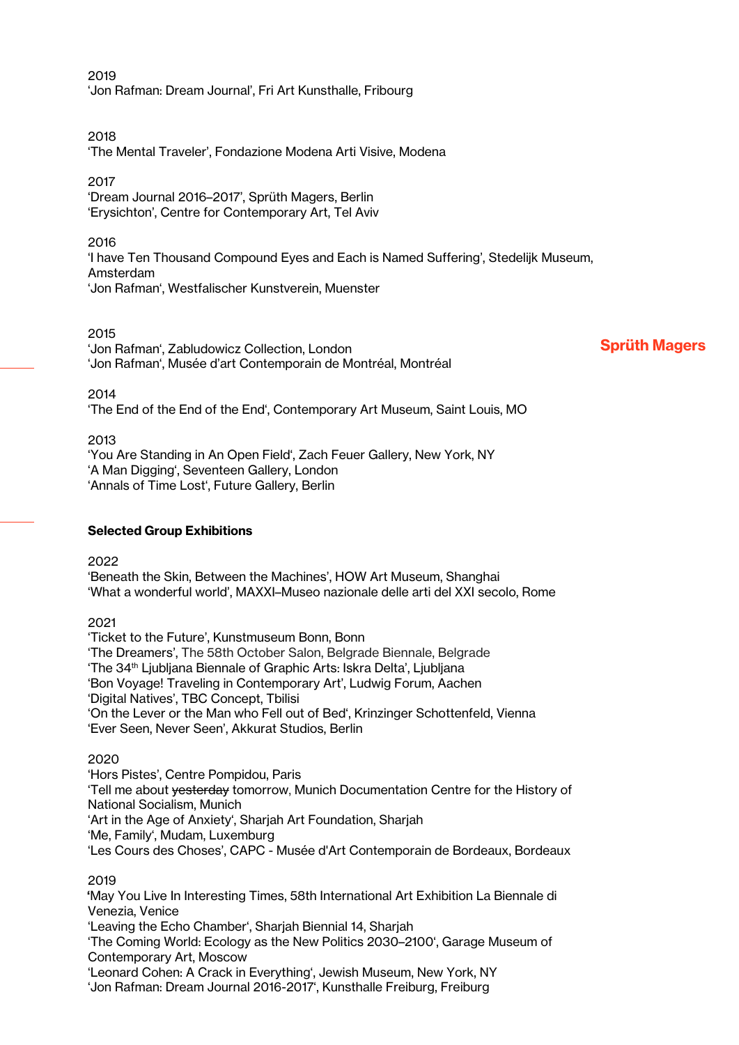2019
'Jon Rafman: Dream Journal', Fri Art Kunsthalle, Fribourg

2018
'The Mental Traveler', Fondazione Modena Arti Visive, Modena

2017
'Dream Journal 2016–2017', Sprüth Magers, Berlin
'Erysichton', Centre for Contemporary Art, Tel Aviv

2016
'I have Ten Thousand Compound Eyes and Each is Named Suffering', Stedelijk Museum, Amsterdam
'Jon Rafman', Westfalischer Kunstverein, Muenster

2015
'Jon Rafman', Zabludowicz Collection, London
'Jon Rafman', Musée d'art Contemporain de Montréal, Montréal

2014
'The End of the End of the End', Contemporary Art Museum, Saint Louis, MO

2013
'You Are Standing in An Open Field', Zach Feuer Gallery, New York, NY
'A Man Digging', Seventeen Gallery, London
'Annals of Time Lost', Future Gallery, Berlin

**Selected Group Exhibitions**

2022
'Beneath the Skin, Between the Machines', HOW Art Museum, Shanghai
'What a wonderful world', MAXXI–Museo nazionale delle arti del XXI secolo, Rome

2021
'Ticket to the Future', Kunstmuseum Bonn, Bonn
'The Dreamers', The 58th October Salon, Belgrade Biennale, Belgrade
'The 34th Ljubljana Biennale of Graphic Arts: Iskra Delta', Ljubljana
'Bon Voyage! Traveling in Contemporary Art', Ludwig Forum, Aachen
'Digital Natives', TBC Concept, Tbilisi
'On the Lever or the Man who Fell out of Bed', Krinzinger Schottenfeld, Vienna
'Ever Seen, Never Seen', Akkurat Studios, Berlin

2020
'Hors Pistes', Centre Pompidou, Paris
'Tell me about ~~yesterday~~ tomorrow, Munich Documentation Centre for the History of National Socialism, Munich
'Art in the Age of Anxiety', Sharjah Art Foundation, Sharjah
'Me, Family', Mudam, Luxemburg
'Les Cours des Choses', CAPC - Musée d'Art Contemporain de Bordeaux, Bordeaux

2019
'May You Live In Interesting Times, 58th International Art Exhibition La Biennale di Venezia, Venice
'Leaving the Echo Chamber', Sharjah Biennial 14, Sharjah
'The Coming World: Ecology as the New Politics 2030–2100', Garage Museum of Contemporary Art, Moscow
'Leonard Cohen: A Crack in Everything', Jewish Museum, New York, NY
'Jon Rafman: Dream Journal 2016-2017', Kunsthalle Freiburg, Freiburg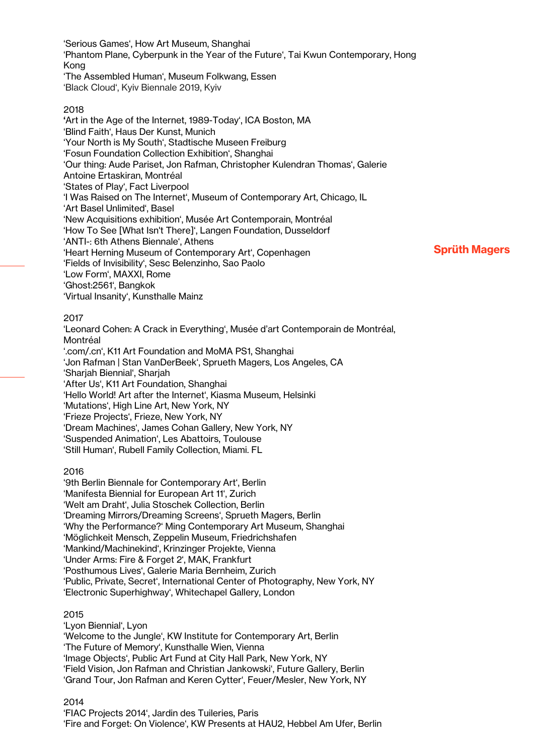'Serious Games', How Art Museum, Shanghai
'Phantom Plane, Cyberpunk in the Year of the Future', Tai Kwun Contemporary, Hong Kong
'The Assembled Human', Museum Folkwang, Essen
'Black Cloud', Kyiv Biennale 2019, Kyiv

2018
'Art in the Age of the Internet, 1989-Today', ICA Boston, MA
'Blind Faith', Haus Der Kunst, Munich
'Your North is My South', Stadtische Museen Freiburg
'Fosun Foundation Collection Exhibition', Shanghai
'Our thing: Aude Pariset, Jon Rafman, Christopher Kulendran Thomas', Galerie Antoine Ertaskiran, Montréal
'States of Play', Fact Liverpool
'I Was Raised on The Internet', Museum of Contemporary Art, Chicago, IL
'Art Basel Unlimited', Basel
'New Acquisitions exhibition', Musée Art Contemporain, Montréal
'How To See [What Isn't There]', Langen Foundation, Dusseldorf
'ANTI-: 6th Athens Biennale', Athens
'Heart Herning Museum of Contemporary Art', Copenhagen
'Fields of Invisibility', Sesc Belenzinho, Sao Paolo
'Low Form', MAXXI, Rome
'Ghost:2561', Bangkok
'Virtual Insanity', Kunsthalle Mainz

2017
'Leonard Cohen: A Crack in Everything', Musée d'art Contemporain de Montréal, Montréal
'.com/.cn', K11 Art Foundation and MoMA PS1, Shanghai
'Jon Rafman | Stan VanDerBeek', Sprueth Magers, Los Angeles, CA
'Sharjah Biennial', Sharjah
'After Us', K11 Art Foundation, Shanghai
'Hello World! Art after the Internet', Kiasma Museum, Helsinki
'Mutations', High Line Art, New York, NY
'Frieze Projects', Frieze, New York, NY
'Dream Machines', James Cohan Gallery, New York, NY
'Suspended Animation', Les Abattoirs, Toulouse
'Still Human', Rubell Family Collection, Miami. FL

2016
'9th Berlin Biennale for Contemporary Art', Berlin
'Manifesta Biennial for European Art 11', Zurich
'Welt am Draht', Julia Stoschek Collection, Berlin
'Dreaming Mirrors/Dreaming Screens', Sprueth Magers, Berlin
'Why the Performance?' Ming Contemporary Art Museum, Shanghai
'Möglichkeit Mensch, Zeppelin Museum, Friedrichshafen
'Mankind/Machinekind', Krinzinger Projekte, Vienna
'Under Arms: Fire & Forget 2', MAK, Frankfurt
'Posthumous Lives', Galerie Maria Bernheim, Zurich
'Public, Private, Secret', International Center of Photography, New York, NY
'Electronic Superhighway', Whitechapel Gallery, London

2015
'Lyon Biennial', Lyon
'Welcome to the Jungle', KW Institute for Contemporary Art, Berlin
'The Future of Memory', Kunsthalle Wien, Vienna
'Image Objects', Public Art Fund at City Hall Park, New York, NY
'Field Vision, Jon Rafman and Christian Jankowski', Future Gallery, Berlin
'Grand Tour, Jon Rafman and Keren Cytter', Feuer/Mesler, New York, NY

2014
'FIAC Projects 2014', Jardin des Tuileries, Paris
'Fire and Forget: On Violence', KW Presents at HAU2, Hebbel Am Ufer, Berlin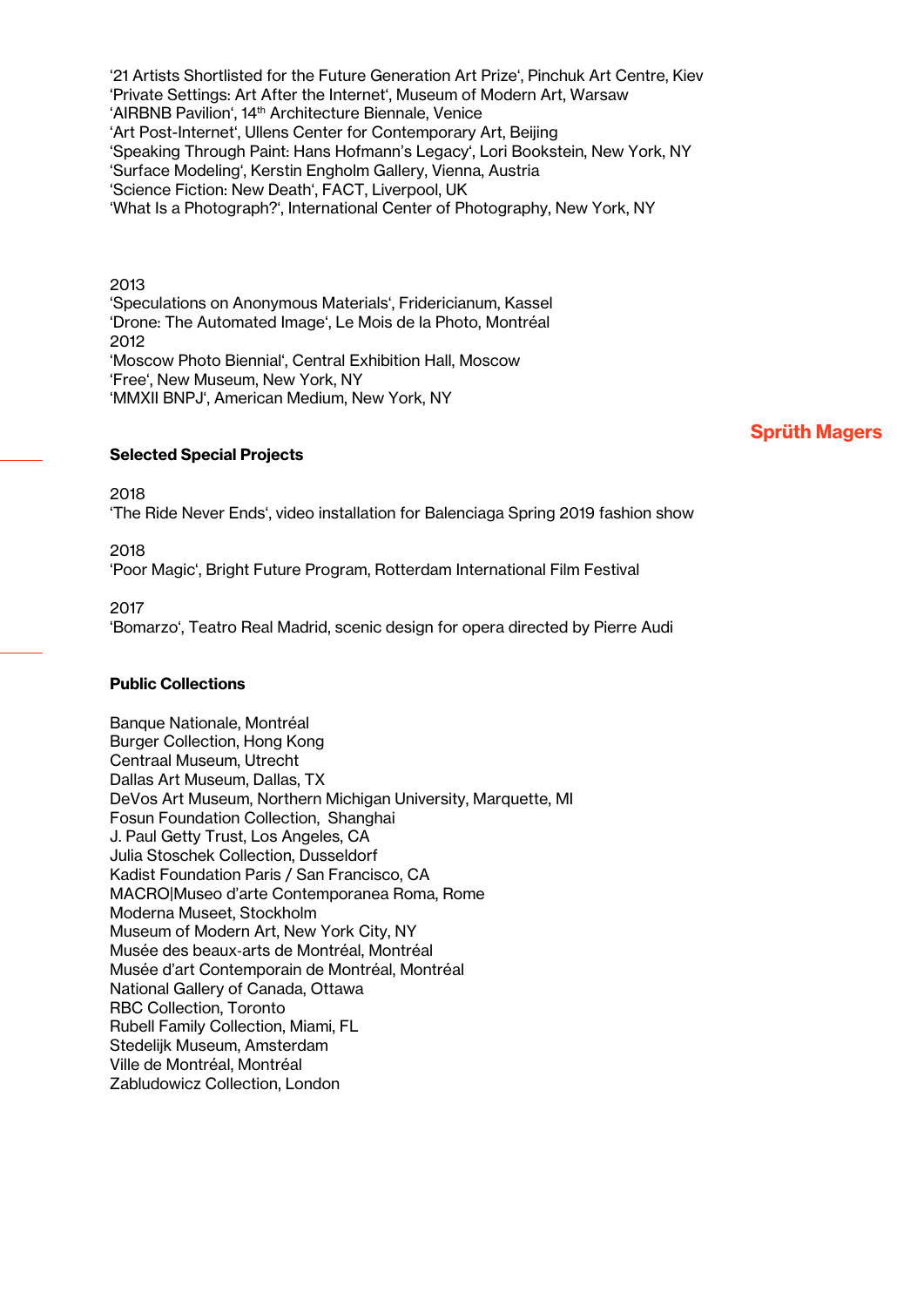'21 Artists Shortlisted for the Future Generation Art Prize', Pinchuk Art Centre, Kiev
'Private Settings: Art After the Internet', Museum of Modern Art, Warsaw
'AIRBNB Pavilion', 14th Architecture Biennale, Venice
'Art Post-Internet', Ullens Center for Contemporary Art, Beijing
'Speaking Through Paint: Hans Hofmann's Legacy', Lori Bookstein, New York, NY
'Surface Modeling', Kerstin Engholm Gallery, Vienna, Austria
'Science Fiction: New Death', FACT, Liverpool, UK
'What Is a Photograph?', International Center of Photography, New York, NY

2013
'Speculations on Anonymous Materials', Fridericianum, Kassel
'Drone: The Automated Image', Le Mois de la Photo, Montréal
2012
'Moscow Photo Biennial', Central Exhibition Hall, Moscow
'Free', New Museum, New York, NY
'MMXII BNPJ', American Medium, New York, NY

**Selected Special Projects**

2018
'The Ride Never Ends', video installation for Balenciaga Spring 2019 fashion show

2018
'Poor Magic', Bright Future Program, Rotterdam International Film Festival

2017
'Bomarzo', Teatro Real Madrid, scenic design for opera directed by Pierre Audi

**Public Collections**

Banque Nationale, Montréal
Burger Collection, Hong Kong
Centraal Museum, Utrecht
Dallas Art Museum, Dallas, TX
DeVos Art Museum, Northern Michigan University, Marquette, MI
Fosun Foundation Collection, Shanghai
J. Paul Getty Trust, Los Angeles, CA
Julia Stoschek Collection, Dusseldorf
Kadist Foundation Paris / San Francisco, CA
MACRO|Museo d'arte Contemporanea Roma, Rome
Moderna Museet, Stockholm
Museum of Modern Art, New York City, NY
Musée des beaux-arts de Montréal, Montréal
Musée d'art Contemporain de Montréal, Montréal
National Gallery of Canada, Ottawa
RBC Collection, Toronto
Rubell Family Collection, Miami, FL
Stedelijk Museum, Amsterdam
Ville de Montréal, Montréal
Zabludowicz Collection, London